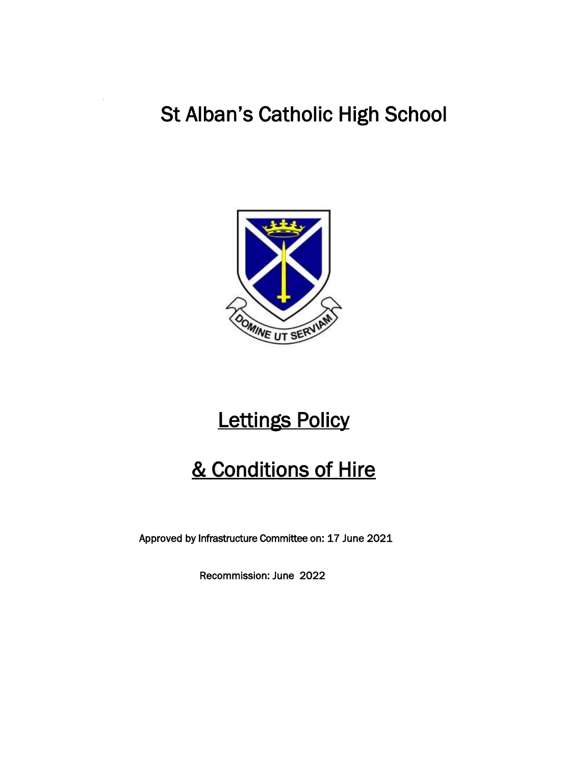# St Alban's Catholic High School

DOMINE UT SERVIAM

## Lettings Policy

## & Conditions of Hire

Approved by Infrastructure Committee on: 17 June 2021

Recommission: June 2022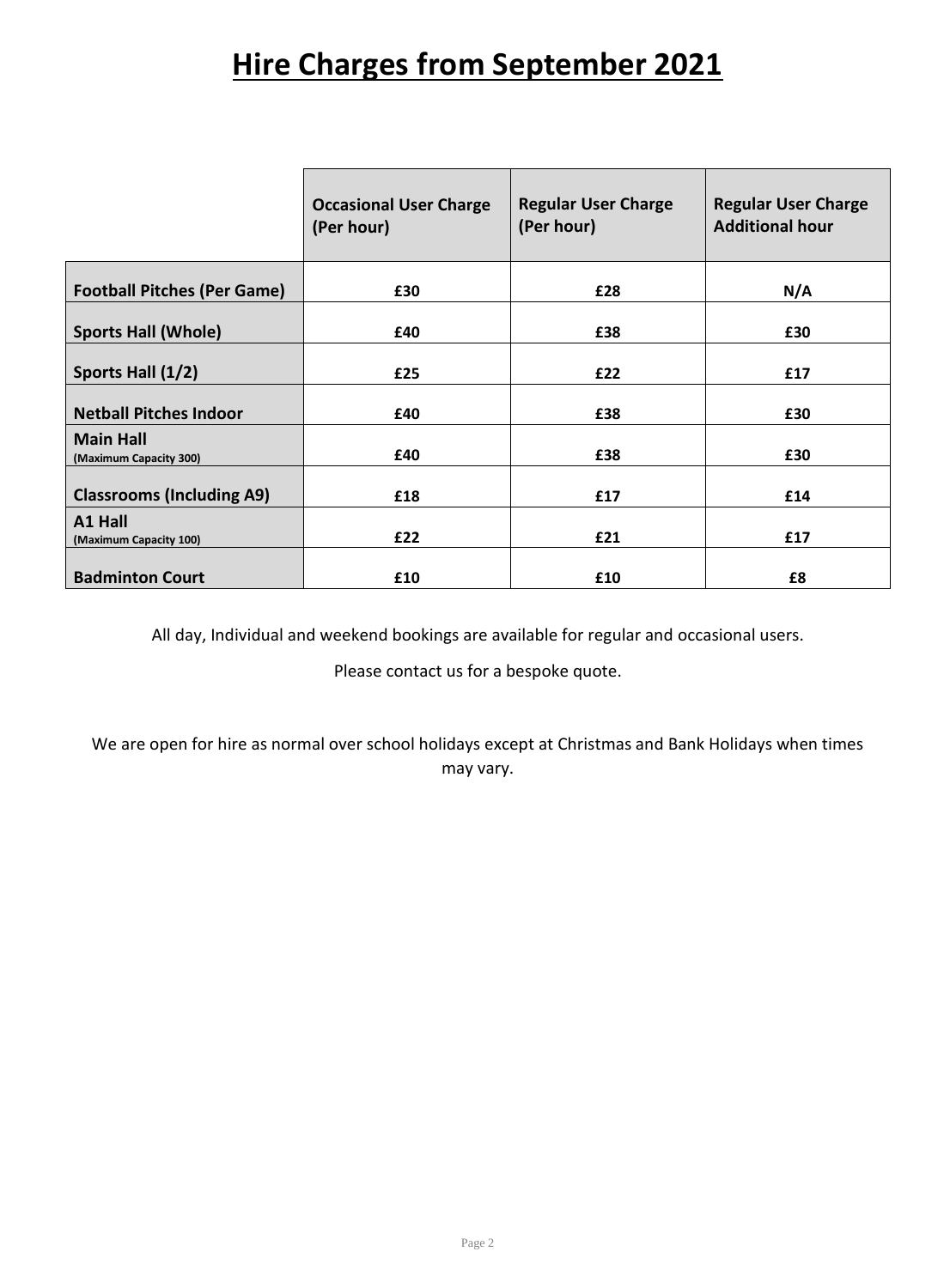# Hire Charges from September 2021

| | Occasional User Charge (Per hour) | Regular User Charge (Per hour) | Regular User Charge Additional hour |
|---|---|---|---|
| **Football Pitches (Per Game)** | **£30** | **£28** | **N/A** |
| **Sports Hall (Whole)** | **£40** | **£38** | **£30** |
| **Sports Hall (1/2)** | **£25** | **£22** | **£17** |
| **Netball Pitches Indoor** | **£40** | **£38** | **£30** |
| **Main Hall** (Maximum Capacity 300) | **£40** | **£38** | **£30** |
| **Classrooms (Including A9)** | **£18** | **£17** | **£14** |
| **A1 Hall** (Maximum Capacity 100) | **£22** | **£21** | **£17** |
| **Badminton Court** | **£10** | **£10** | **£8** |

All day, Individual and weekend bookings are available for regular and occasional users.

Please contact us for a bespoke quote.

We are open for hire as normal over school holidays except at Christmas and Bank Holidays when times may vary.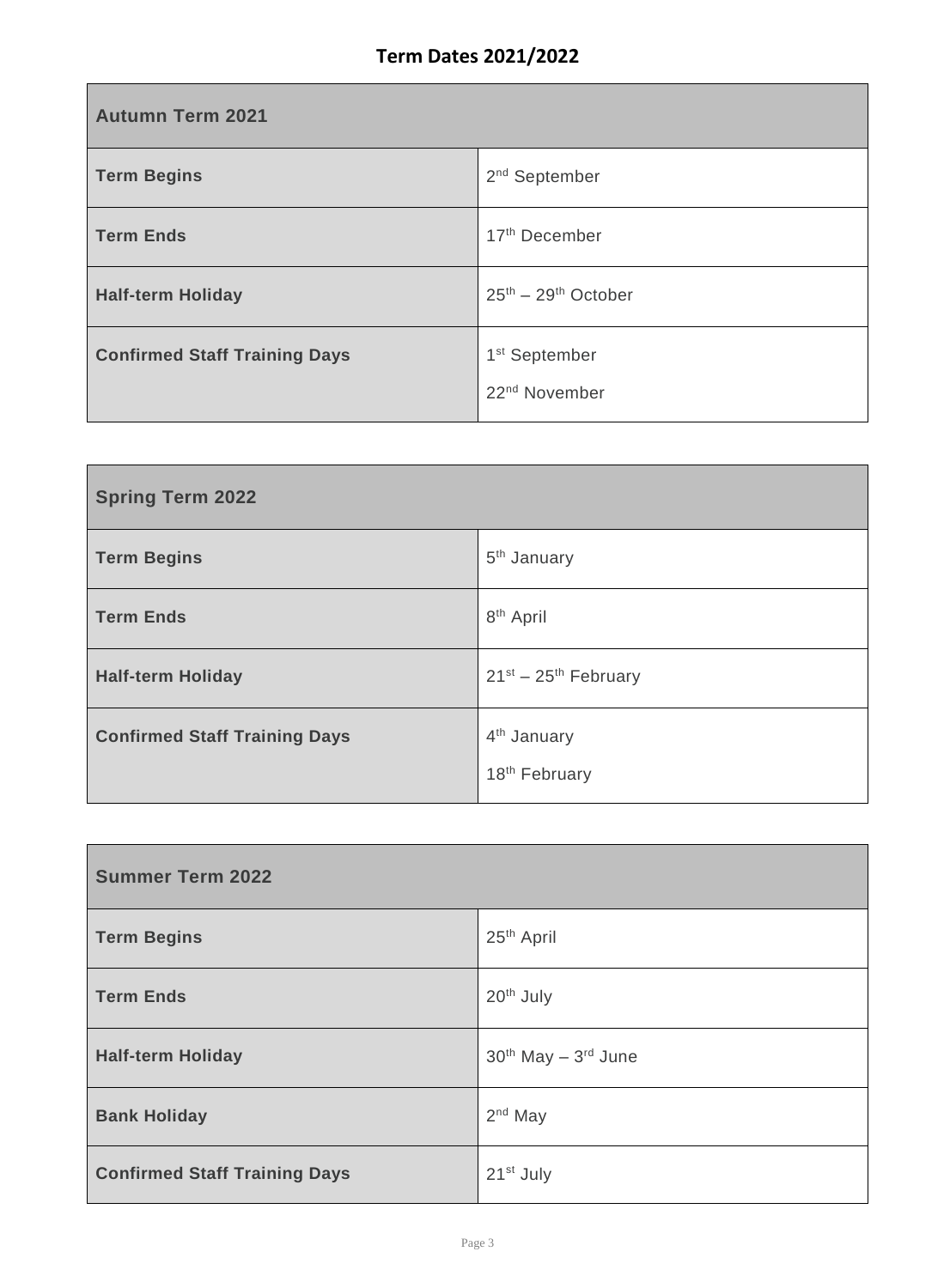## Term Dates 2021/2022

| **Autumn Term 2021** | |
|---|---|
| **Term Begins** | 2nd September |
| **Term Ends** | 17th December |
| **Half-term Holiday** | 25th – 29th October |
| **Confirmed Staff Training Days** | 1st September<br>22nd November |

| **Spring Term 2022** | |
|---|---|
| **Term Begins** | 5th January |
| **Term Ends** | 8th April |
| **Half-term Holiday** | 21st – 25th February |
| **Confirmed Staff Training Days** | 4th January<br>18th February |

| **Summer Term 2022** | |
|---|---|
| **Term Begins** | 25th April |
| **Term Ends** | 20th July |
| **Half-term Holiday** | 30th May – 3rd June |
| **Bank Holiday** | 2nd May |
| **Confirmed Staff Training Days** | 21st July |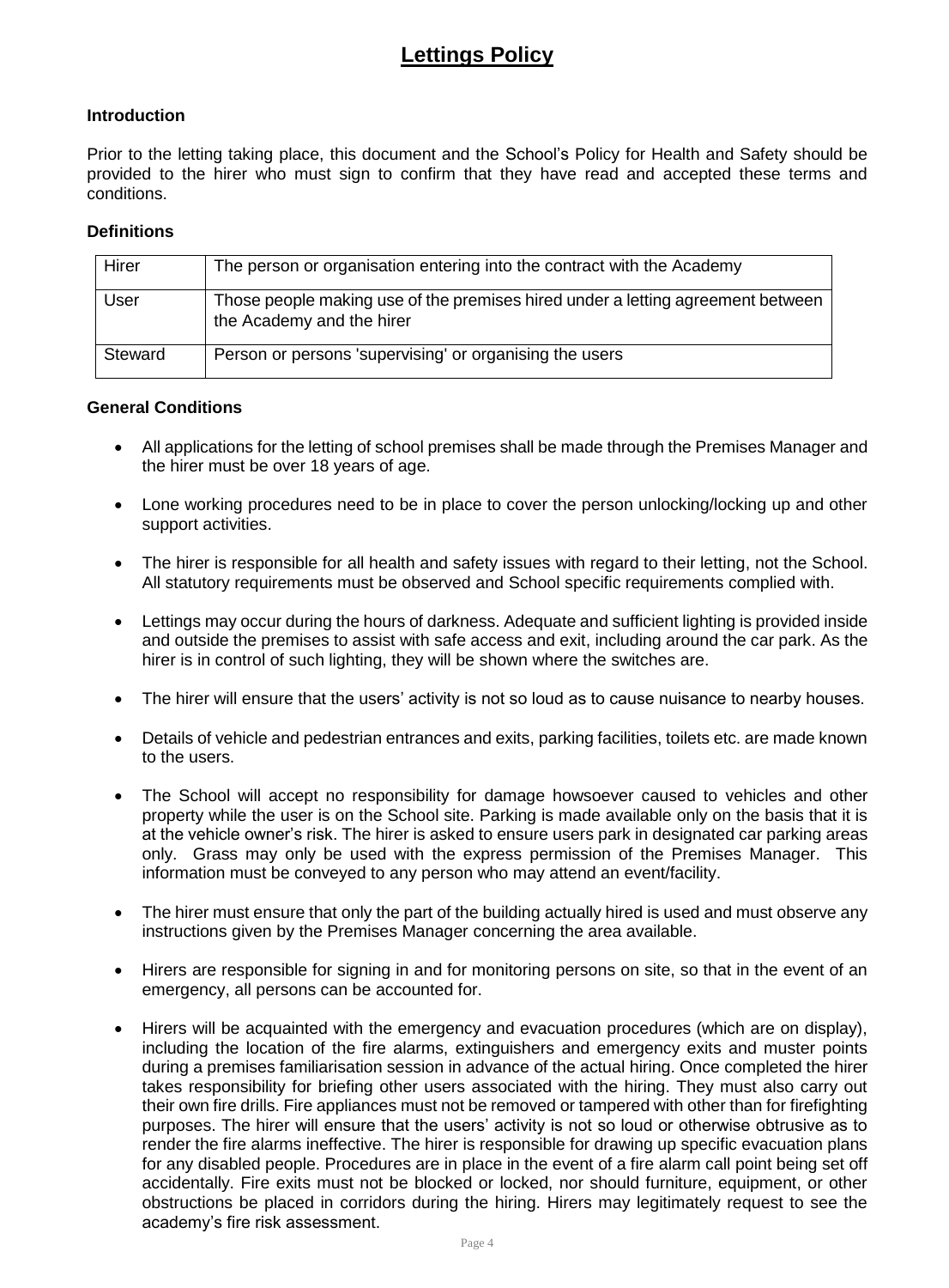# Lettings Policy

**Introduction**

Prior to the letting taking place, this document and the School's Policy for Health and Safety should be provided to the hirer who must sign to confirm that they have read and accepted these terms and conditions.

**Definitions**

| Hirer | The person or organisation entering into the contract with the Academy |
|---|---|
| User | Those people making use of the premises hired under a letting agreement between the Academy and the hirer |
| Steward | Person or persons 'supervising' or organising the users |

**General Conditions**

- All applications for the letting of school premises shall be made through the Premises Manager and the hirer must be over 18 years of age.
- Lone working procedures need to be in place to cover the person unlocking/locking up and other support activities.
- The hirer is responsible for all health and safety issues with regard to their letting, not the School. All statutory requirements must be observed and School specific requirements complied with.
- Lettings may occur during the hours of darkness. Adequate and sufficient lighting is provided inside and outside the premises to assist with safe access and exit, including around the car park. As the hirer is in control of such lighting, they will be shown where the switches are.
- The hirer will ensure that the users' activity is not so loud as to cause nuisance to nearby houses.
- Details of vehicle and pedestrian entrances and exits, parking facilities, toilets etc. are made known to the users.
- The School will accept no responsibility for damage howsoever caused to vehicles and other property while the user is on the School site. Parking is made available only on the basis that it is at the vehicle owner's risk. The hirer is asked to ensure users park in designated car parking areas only. Grass may only be used with the express permission of the Premises Manager. This information must be conveyed to any person who may attend an event/facility.
- The hirer must ensure that only the part of the building actually hired is used and must observe any instructions given by the Premises Manager concerning the area available.
- Hirers are responsible for signing in and for monitoring persons on site, so that in the event of an emergency, all persons can be accounted for.
- Hirers will be acquainted with the emergency and evacuation procedures (which are on display), including the location of the fire alarms, extinguishers and emergency exits and muster points during a premises familiarisation session in advance of the actual hiring. Once completed the hirer takes responsibility for briefing other users associated with the hiring. They must also carry out their own fire drills. Fire appliances must not be removed or tampered with other than for firefighting purposes. The hirer will ensure that the users' activity is not so loud or otherwise obtrusive as to render the fire alarms ineffective. The hirer is responsible for drawing up specific evacuation plans for any disabled people. Procedures are in place in the event of a fire alarm call point being set off accidentally. Fire exits must not be blocked or locked, nor should furniture, equipment, or other obstructions be placed in corridors during the hiring. Hirers may legitimately request to see the academy's fire risk assessment.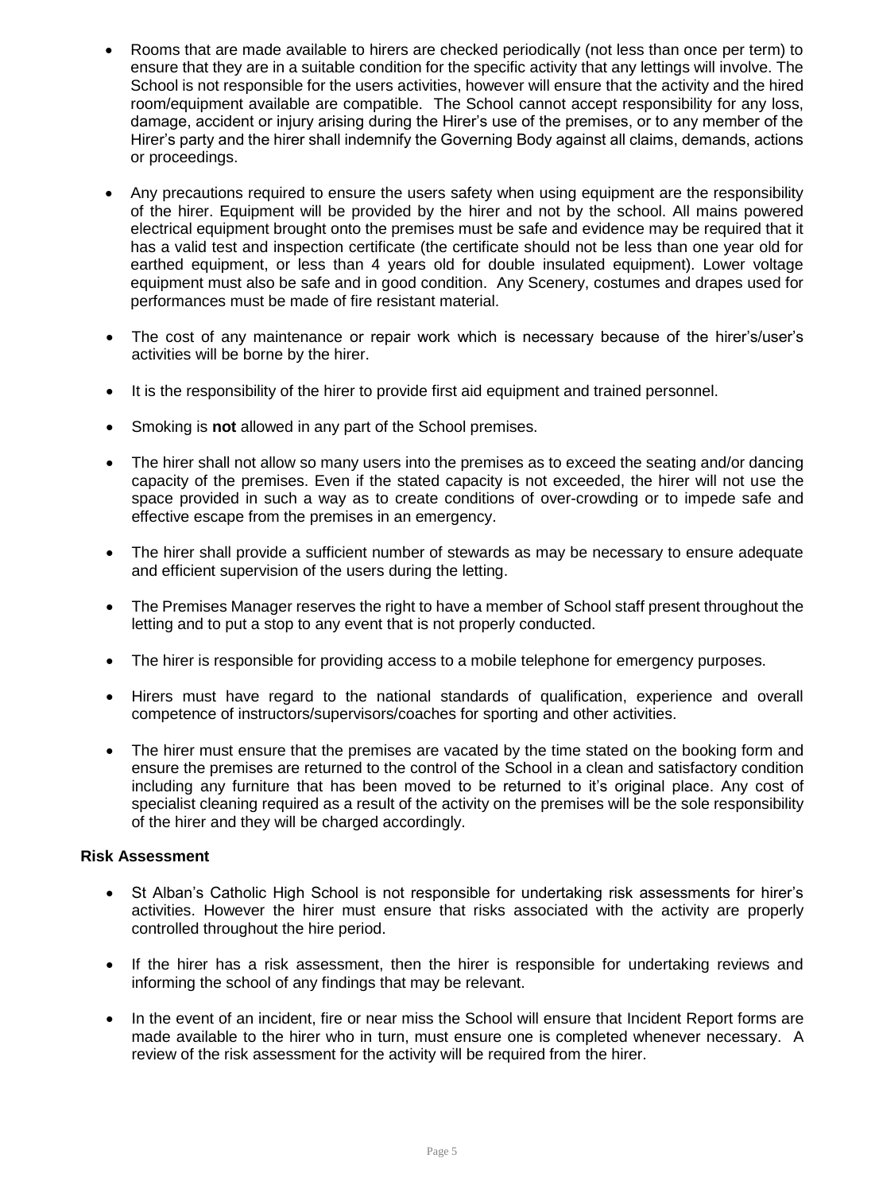- Rooms that are made available to hirers are checked periodically (not less than once per term) to ensure that they are in a suitable condition for the specific activity that any lettings will involve. The School is not responsible for the users activities, however will ensure that the activity and the hired room/equipment available are compatible. The School cannot accept responsibility for any loss, damage, accident or injury arising during the Hirer's use of the premises, or to any member of the Hirer's party and the hirer shall indemnify the Governing Body against all claims, demands, actions or proceedings.

- Any precautions required to ensure the users safety when using equipment are the responsibility of the hirer. Equipment will be provided by the hirer and not by the school. All mains powered electrical equipment brought onto the premises must be safe and evidence may be required that it has a valid test and inspection certificate (the certificate should not be less than one year old for earthed equipment, or less than 4 years old for double insulated equipment). Lower voltage equipment must also be safe and in good condition. Any Scenery, costumes and drapes used for performances must be made of fire resistant material.

- The cost of any maintenance or repair work which is necessary because of the hirer's/user's activities will be borne by the hirer.

- It is the responsibility of the hirer to provide first aid equipment and trained personnel.

- Smoking is **not** allowed in any part of the School premises.

- The hirer shall not allow so many users into the premises as to exceed the seating and/or dancing capacity of the premises. Even if the stated capacity is not exceeded, the hirer will not use the space provided in such a way as to create conditions of over-crowding or to impede safe and effective escape from the premises in an emergency.

- The hirer shall provide a sufficient number of stewards as may be necessary to ensure adequate and efficient supervision of the users during the letting.

- The Premises Manager reserves the right to have a member of School staff present throughout the letting and to put a stop to any event that is not properly conducted.

- The hirer is responsible for providing access to a mobile telephone for emergency purposes.

- Hirers must have regard to the national standards of qualification, experience and overall competence of instructors/supervisors/coaches for sporting and other activities.

- The hirer must ensure that the premises are vacated by the time stated on the booking form and ensure the premises are returned to the control of the School in a clean and satisfactory condition including any furniture that has been moved to be returned to it's original place. Any cost of specialist cleaning required as a result of the activity on the premises will be the sole responsibility of the hirer and they will be charged accordingly.

**Risk Assessment**

- St Alban's Catholic High School is not responsible for undertaking risk assessments for hirer's activities. However the hirer must ensure that risks associated with the activity are properly controlled throughout the hire period.

- If the hirer has a risk assessment, then the hirer is responsible for undertaking reviews and informing the school of any findings that may be relevant.

- In the event of an incident, fire or near miss the School will ensure that Incident Report forms are made available to the hirer who in turn, must ensure one is completed whenever necessary. A review of the risk assessment for the activity will be required from the hirer.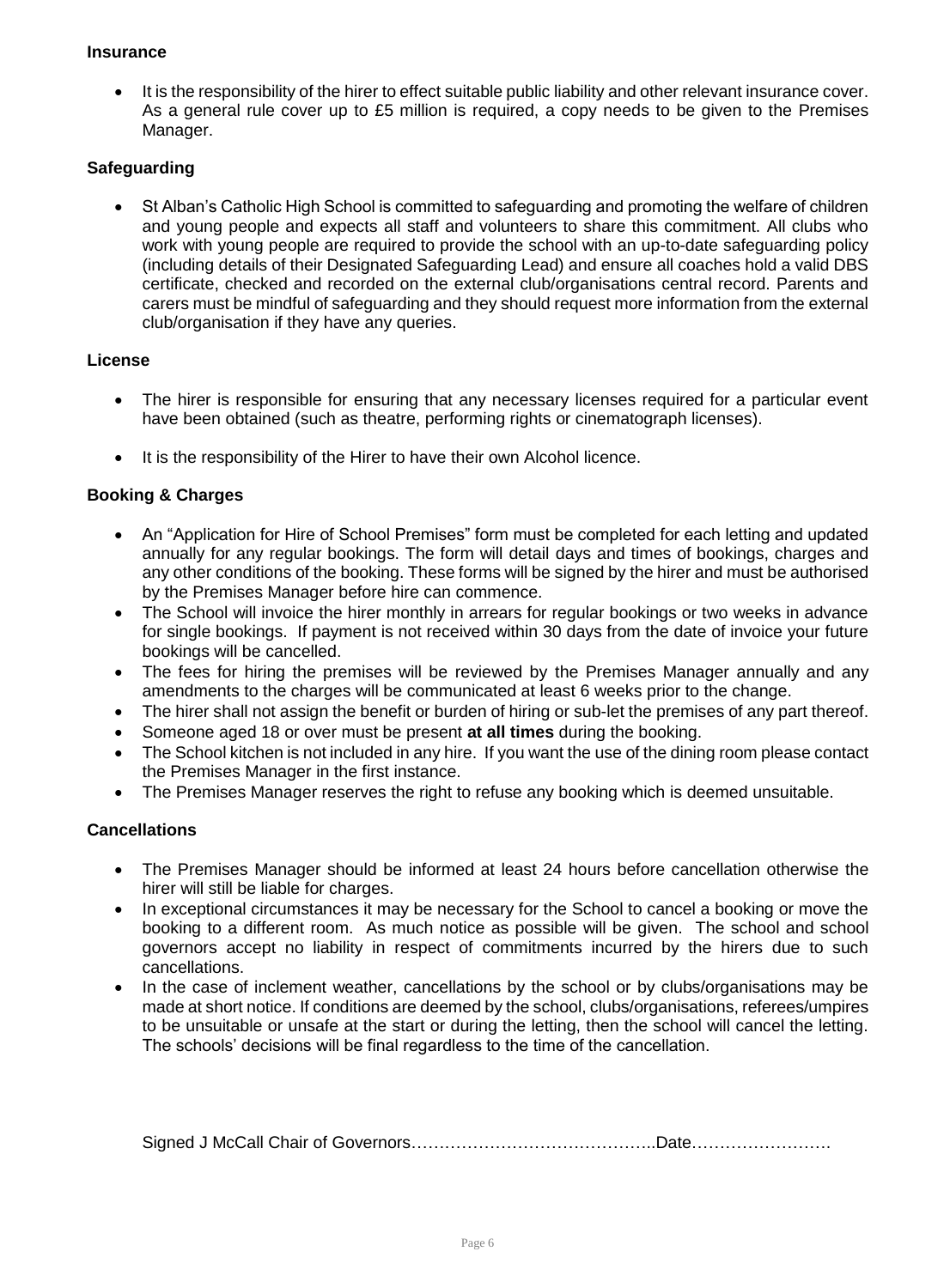**Insurance**

- It is the responsibility of the hirer to effect suitable public liability and other relevant insurance cover. As a general rule cover up to £5 million is required, a copy needs to be given to the Premises Manager.

**Safeguarding**

- St Alban's Catholic High School is committed to safeguarding and promoting the welfare of children and young people and expects all staff and volunteers to share this commitment. All clubs who work with young people are required to provide the school with an up-to-date safeguarding policy (including details of their Designated Safeguarding Lead) and ensure all coaches hold a valid DBS certificate, checked and recorded on the external club/organisations central record. Parents and carers must be mindful of safeguarding and they should request more information from the external club/organisation if they have any queries.

**License**

- The hirer is responsible for ensuring that any necessary licenses required for a particular event have been obtained (such as theatre, performing rights or cinematograph licenses).
- It is the responsibility of the Hirer to have their own Alcohol licence.

**Booking & Charges**

- An "Application for Hire of School Premises" form must be completed for each letting and updated annually for any regular bookings. The form will detail days and times of bookings, charges and any other conditions of the booking. These forms will be signed by the hirer and must be authorised by the Premises Manager before hire can commence.
- The School will invoice the hirer monthly in arrears for regular bookings or two weeks in advance for single bookings. If payment is not received within 30 days from the date of invoice your future bookings will be cancelled.
- The fees for hiring the premises will be reviewed by the Premises Manager annually and any amendments to the charges will be communicated at least 6 weeks prior to the change.
- The hirer shall not assign the benefit or burden of hiring or sub-let the premises of any part thereof.
- Someone aged 18 or over must be present **at all times** during the booking.
- The School kitchen is not included in any hire. If you want the use of the dining room please contact the Premises Manager in the first instance.
- The Premises Manager reserves the right to refuse any booking which is deemed unsuitable.

**Cancellations**

- The Premises Manager should be informed at least 24 hours before cancellation otherwise the hirer will still be liable for charges.
- In exceptional circumstances it may be necessary for the School to cancel a booking or move the booking to a different room. As much notice as possible will be given. The school and school governors accept no liability in respect of commitments incurred by the hirers due to such cancellations.
- In the case of inclement weather, cancellations by the school or by clubs/organisations may be made at short notice. If conditions are deemed by the school, clubs/organisations, referees/umpires to be unsuitable or unsafe at the start or during the letting, then the school will cancel the letting. The schools' decisions will be final regardless to the time of the cancellation.

Signed J McCall Chair of Governors……………………………………..Date…………………….